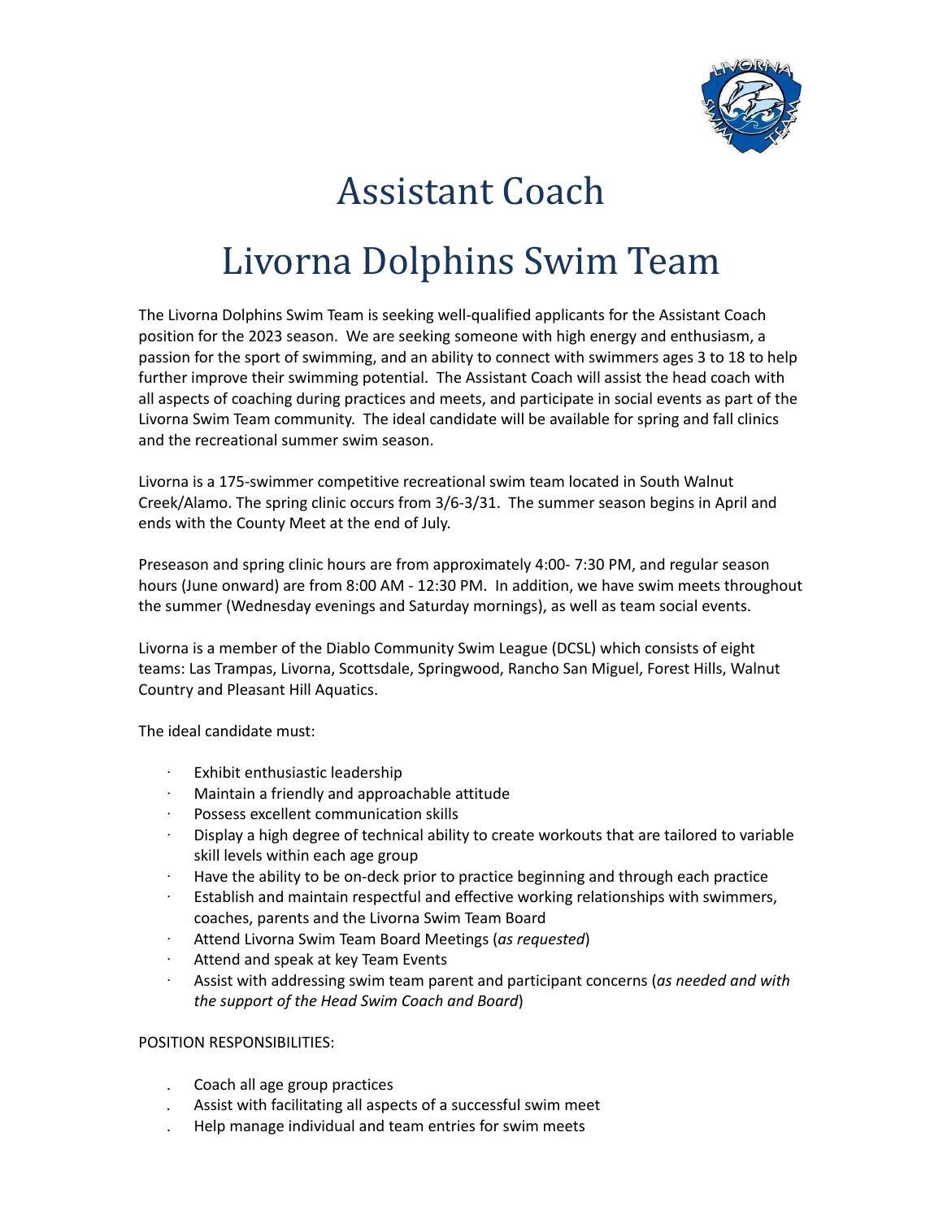# Assistant Coach

# Livorna Dolphins Swim Team

The Livorna Dolphins Swim Team is seeking well-qualified applicants for the Assistant Coach position for the 2023 season. We are seeking someone with high energy and enthusiasm, a passion for the sport of swimming, and an ability to connect with swimmers ages 3 to 18 to help further improve their swimming potential. The Assistant Coach will assist the head coach with all aspects of coaching during practices and meets, and participate in social events as part of the Livorna Swim Team community. The ideal candidate will be available for spring and fall clinics and the recreational summer swim season.

Livorna is a 175-swimmer competitive recreational swim team located in South Walnut Creek/Alamo. The spring clinic occurs from 3/6-3/31. The summer season begins in April and ends with the County Meet at the end of July.

Preseason and spring clinic hours are from approximately 4:00- 7:30 PM, and regular season hours (June onward) are from 8:00 AM - 12:30 PM. In addition, we have swim meets throughout the summer (Wednesday evenings and Saturday mornings), as well as team social events.

Livorna is a member of the Diablo Community Swim League (DCSL) which consists of eight teams: Las Trampas, Livorna, Scottsdale, Springwood, Rancho San Miguel, Forest Hills, Walnut Country and Pleasant Hill Aquatics.

The ideal candidate must:

- Exhibit enthusiastic leadership
- Maintain a friendly and approachable attitude
- Possess excellent communication skills
- Display a high degree of technical ability to create workouts that are tailored to variable skill levels within each age group
- Have the ability to be on-deck prior to practice beginning and through each practice
- Establish and maintain respectful and effective working relationships with swimmers, coaches, parents and the Livorna Swim Team Board
- Attend Livorna Swim Team Board Meetings (*as requested*)
- Attend and speak at key Team Events
- Assist with addressing swim team parent and participant concerns (*as needed and with the support of the Head Swim Coach and Board*)

POSITION RESPONSIBILITIES:

- Coach all age group practices
- Assist with facilitating all aspects of a successful swim meet
- Help manage individual and team entries for swim meets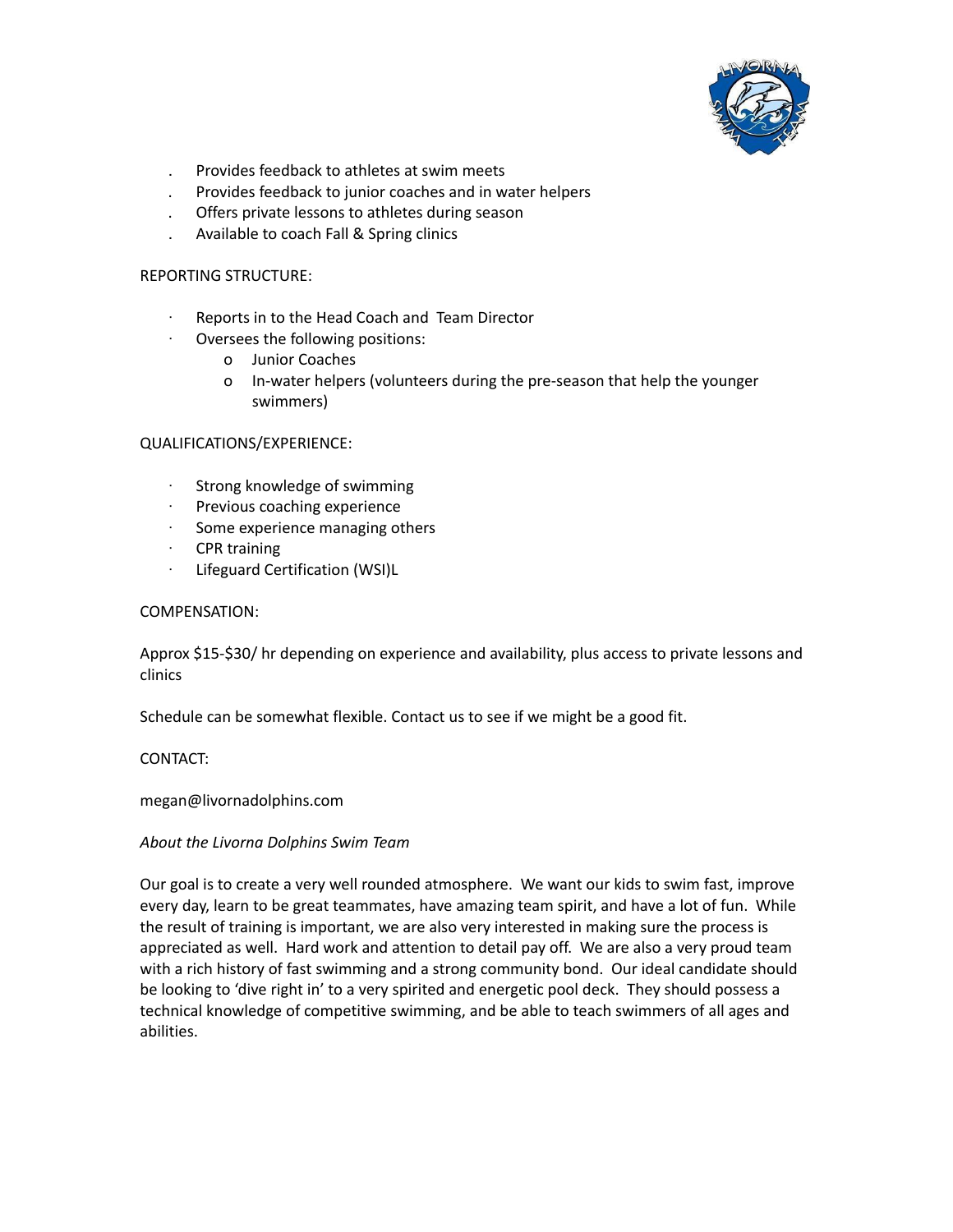- Provides feedback to athletes at swim meets
- Provides feedback to junior coaches and in water helpers
- Offers private lessons to athletes during season
- Available to coach Fall & Spring clinics

REPORTING STRUCTURE:

- Reports in to the Head Coach and Team Director
- Oversees the following positions:
  - Junior Coaches
  - In-water helpers (volunteers during the pre-season that help the younger swimmers)

QUALIFICATIONS/EXPERIENCE:

- Strong knowledge of swimming
- Previous coaching experience
- Some experience managing others
- CPR training
- Lifeguard Certification (WSI)L

COMPENSATION:

Approx $15-$30/ hr depending on experience and availability, plus access to private lessons and clinics

Schedule can be somewhat flexible. Contact us to see if we might be a good fit.

CONTACT:

megan@livornadolphins.com

*About the Livorna Dolphins Swim Team*

Our goal is to create a very well rounded atmosphere. We want our kids to swim fast, improve every day, learn to be great teammates, have amazing team spirit, and have a lot of fun. While the result of training is important, we are also very interested in making sure the process is appreciated as well. Hard work and attention to detail pay off. We are also a very proud team with a rich history of fast swimming and a strong community bond. Our ideal candidate should be looking to 'dive right in' to a very spirited and energetic pool deck. They should possess a technical knowledge of competitive swimming, and be able to teach swimmers of all ages and abilities.